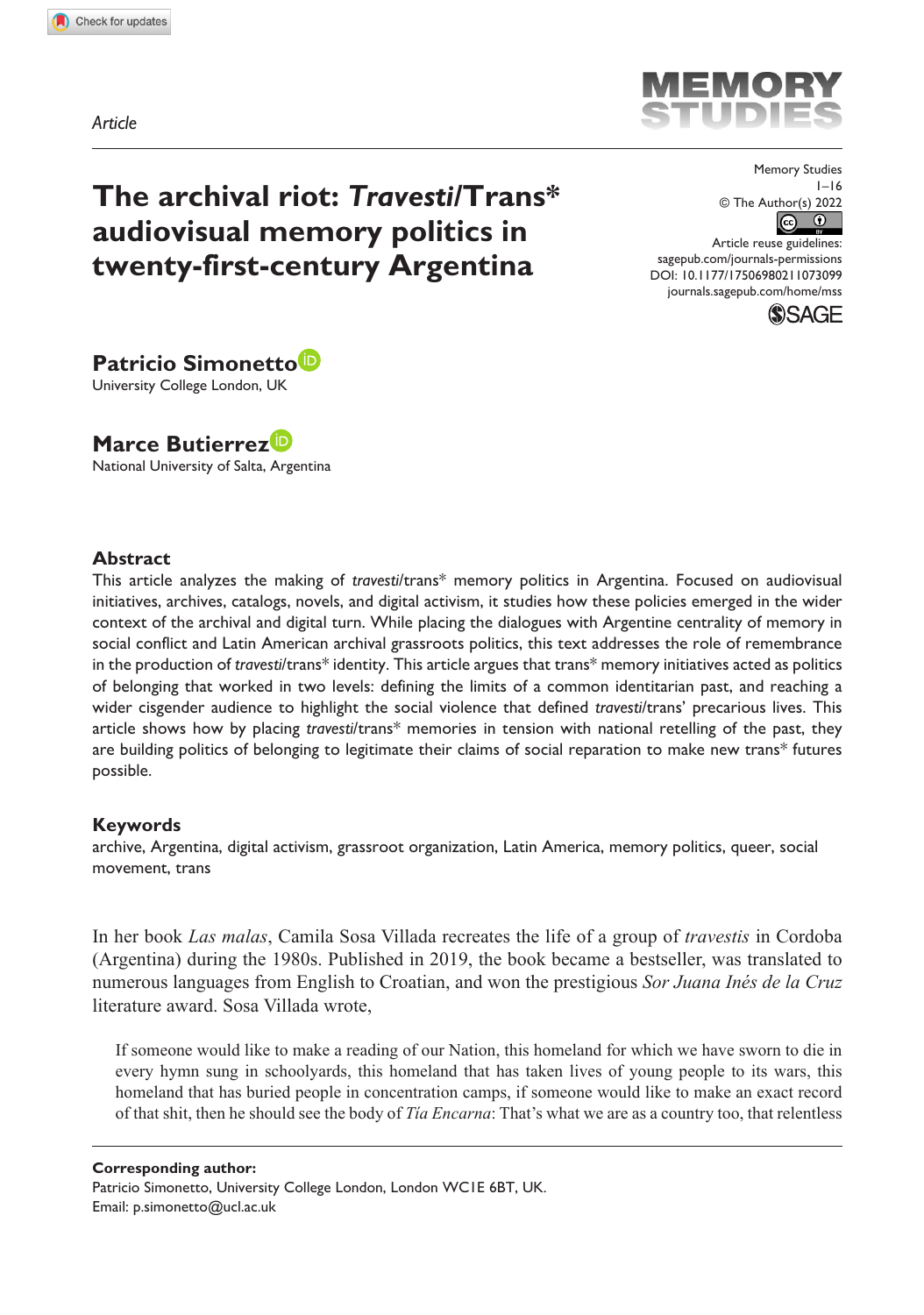Article

# The archival riot: *Travesti*/Trans* audiovisual memory politics in twenty-first-century Argentina

**Patricio Simonetto**
University College London, UK

**Marce Butierrez**
National University of Salta, Argentina

## Abstract

This article analyzes the making of *travesti*/trans* memory politics in Argentina. Focused on audiovisual initiatives, archives, catalogs, novels, and digital activism, it studies how these policies emerged in the wider context of the archival and digital turn. While placing the dialogues with Argentine centrality of memory in social conflict and Latin American archival grassroots politics, this text addresses the role of remembrance in the production of *travesti*/trans* identity. This article argues that trans* memory initiatives acted as politics of belonging that worked in two levels: defining the limits of a common identitarian past, and reaching a wider cisgender audience to highlight the social violence that defined *travesti*/trans' precarious lives. This article shows how by placing *travesti*/trans* memories in tension with national retelling of the past, they are building politics of belonging to legitimate their claims of social reparation to make new trans* futures possible.

## Keywords

archive, Argentina, digital activism, grassroot organization, Latin America, memory politics, queer, social movement, trans

In her book *Las malas*, Camila Sosa Villada recreates the life of a group of *travestis* in Cordoba (Argentina) during the 1980s. Published in 2019, the book became a bestseller, was translated to numerous languages from English to Croatian, and won the prestigious *Sor Juana Inés de la Cruz* literature award. Sosa Villada wrote,

> If someone would like to make a reading of our Nation, this homeland for which we have sworn to die in every hymn sung in schoolyards, this homeland that has taken lives of young people to its wars, this homeland that has buried people in concentration camps, if someone would like to make an exact record of that shit, then he should see the body of *Tía Encarna*: That's what we are as a country too, that relentless

**Corresponding author:**
Patricio Simonetto, University College London, London WC1E 6BT, UK.
Email: p.simonetto@ucl.ac.uk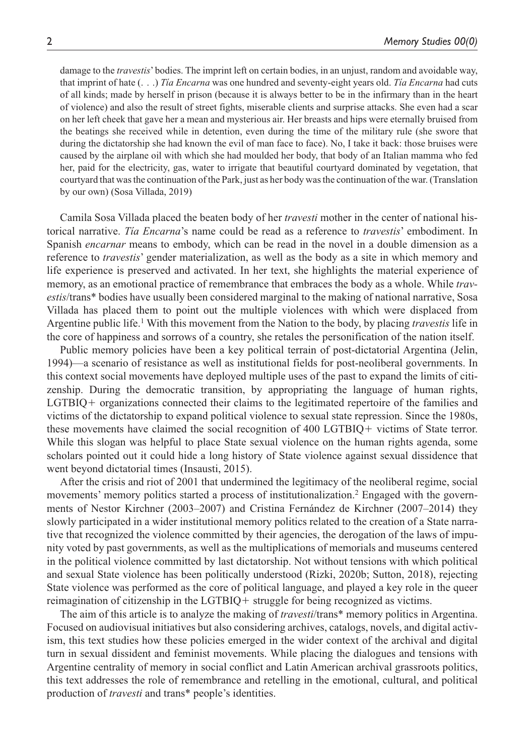> damage to the *travestis*' bodies. The imprint left on certain bodies, in an unjust, random and avoidable way, that imprint of hate (. . .) *Tía Encarna* was one hundred and seventy-eight years old. *Tía Encarna* had cuts of all kinds; made by herself in prison (because it is always better to be in the infirmary than in the heart of violence) and also the result of street fights, miserable clients and surprise attacks. She even had a scar on her left cheek that gave her a mean and mysterious air. Her breasts and hips were eternally bruised from the beatings she received while in detention, even during the time of the military rule (she swore that during the dictatorship she had known the evil of man face to face). No, I take it back: those bruises were caused by the airplane oil with which she had moulded her body, that body of an Italian mamma who fed her, paid for the electricity, gas, water to irrigate that beautiful courtyard dominated by vegetation, that courtyard that was the continuation of the Park, just as her body was the continuation of the war. (Translation by our own) (Sosa Villada, 2019)

Camila Sosa Villada placed the beaten body of her *travesti* mother in the center of national historical narrative. *Tía Encarna*'s name could be read as a reference to *travestis*' embodiment. In Spanish *encarnar* means to embody, which can be read in the novel in a double dimension as a reference to *travestis*' gender materialization, as well as the body as a site in which memory and life experience is preserved and activated. In her text, she highlights the material experience of memory, as an emotional practice of remembrance that embraces the body as a whole. While *travestis*/trans* bodies have usually been considered marginal to the making of national narrative, Sosa Villada has placed them to point out the multiple violences with which were displaced from Argentine public life.[1] With this movement from the Nation to the body, by placing *travestis* life in the core of happiness and sorrows of a country, she retales the personification of the nation itself.

Public memory policies have been a key political terrain of post-dictatorial Argentina (Jelin, 1994)—a scenario of resistance as well as institutional fields for post-neoliberal governments. In this context social movements have deployed multiple uses of the past to expand the limits of citizenship. During the democratic transition, by appropriating the language of human rights, LGTBIQ+ organizations connected their claims to the legitimated repertoire of the families and victims of the dictatorship to expand political violence to sexual state repression. Since the 1980s, these movements have claimed the social recognition of 400 LGTBIQ+ victims of State terror. While this slogan was helpful to place State sexual violence on the human rights agenda, some scholars pointed out it could hide a long history of State violence against sexual dissidence that went beyond dictatorial times (Insausti, 2015).

After the crisis and riot of 2001 that undermined the legitimacy of the neoliberal regime, social movements' memory politics started a process of institutionalization.[2] Engaged with the governments of Nestor Kirchner (2003–2007) and Cristina Fernández de Kirchner (2007–2014) they slowly participated in a wider institutional memory politics related to the creation of a State narrative that recognized the violence committed by their agencies, the derogation of the laws of impunity voted by past governments, as well as the multiplications of memorials and museums centered in the political violence committed by last dictatorship. Not without tensions with which political and sexual State violence has been politically understood (Rizki, 2020b; Sutton, 2018), rejecting State violence was performed as the core of political language, and played a key role in the queer reimagination of citizenship in the LGTBIQ+ struggle for being recognized as victims.

The aim of this article is to analyze the making of *travesti*/trans* memory politics in Argentina. Focused on audiovisual initiatives but also considering archives, catalogs, novels, and digital activism, this text studies how these policies emerged in the wider context of the archival and digital turn in sexual dissident and feminist movements. While placing the dialogues and tensions with Argentine centrality of memory in social conflict and Latin American archival grassroots politics, this text addresses the role of remembrance and retelling in the emotional, cultural, and political production of *travesti* and trans* people's identities.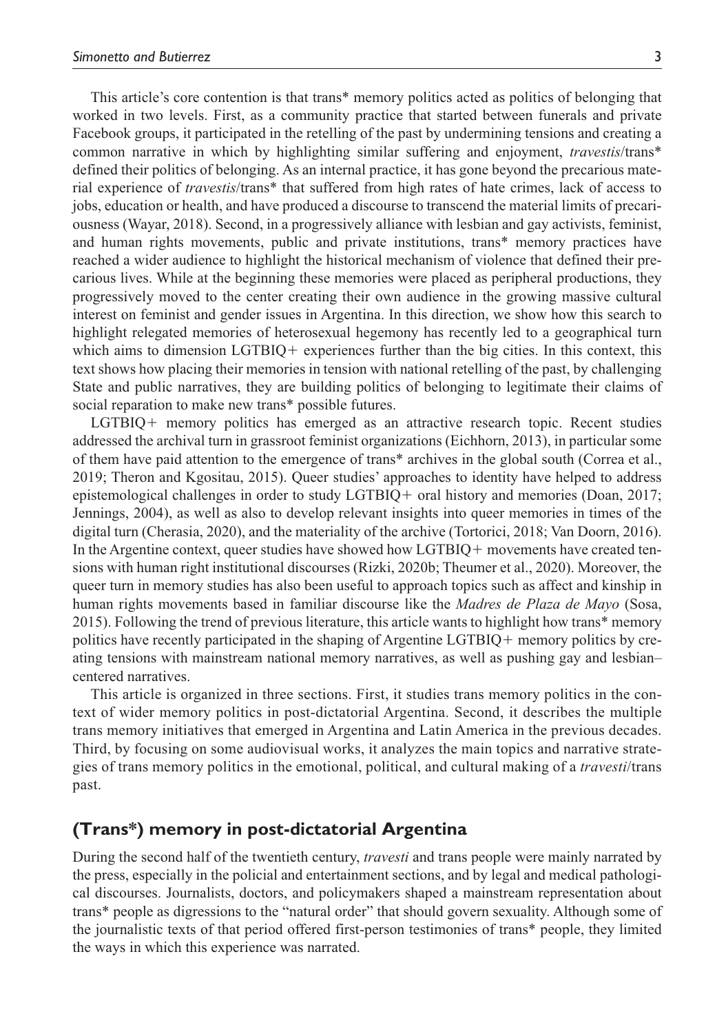This article's core contention is that trans* memory politics acted as politics of belonging that worked in two levels. First, as a community practice that started between funerals and private Facebook groups, it participated in the retelling of the past by undermining tensions and creating a common narrative in which by highlighting similar suffering and enjoyment, *travestis*/trans* defined their politics of belonging. As an internal practice, it has gone beyond the precarious material experience of *travestis*/trans* that suffered from high rates of hate crimes, lack of access to jobs, education or health, and have produced a discourse to transcend the material limits of precariousness (Wayar, 2018). Second, in a progressively alliance with lesbian and gay activists, feminist, and human rights movements, public and private institutions, trans* memory practices have reached a wider audience to highlight the historical mechanism of violence that defined their precarious lives. While at the beginning these memories were placed as peripheral productions, they progressively moved to the center creating their own audience in the growing massive cultural interest on feminist and gender issues in Argentina. In this direction, we show how this search to highlight relegated memories of heterosexual hegemony has recently led to a geographical turn which aims to dimension LGTBIQ+ experiences further than the big cities. In this context, this text shows how placing their memories in tension with national retelling of the past, by challenging State and public narratives, they are building politics of belonging to legitimate their claims of social reparation to make new trans* possible futures.

LGTBIQ+ memory politics has emerged as an attractive research topic. Recent studies addressed the archival turn in grassroot feminist organizations (Eichhorn, 2013), in particular some of them have paid attention to the emergence of trans* archives in the global south (Correa et al., 2019; Theron and Kgositau, 2015). Queer studies' approaches to identity have helped to address epistemological challenges in order to study LGTBIQ+ oral history and memories (Doan, 2017; Jennings, 2004), as well as also to develop relevant insights into queer memories in times of the digital turn (Cherasia, 2020), and the materiality of the archive (Tortorici, 2018; Van Doorn, 2016). In the Argentine context, queer studies have showed how LGTBIQ+ movements have created tensions with human right institutional discourses (Rizki, 2020b; Theumer et al., 2020). Moreover, the queer turn in memory studies has also been useful to approach topics such as affect and kinship in human rights movements based in familiar discourse like the *Madres de Plaza de Mayo* (Sosa, 2015). Following the trend of previous literature, this article wants to highlight how trans* memory politics have recently participated in the shaping of Argentine LGTBIQ+ memory politics by creating tensions with mainstream national memory narratives, as well as pushing gay and lesbian–centered narratives.

This article is organized in three sections. First, it studies trans memory politics in the context of wider memory politics in post-dictatorial Argentina. Second, it describes the multiple trans memory initiatives that emerged in Argentina and Latin America in the previous decades. Third, by focusing on some audiovisual works, it analyzes the main topics and narrative strategies of trans memory politics in the emotional, political, and cultural making of a *travesti*/trans past.

## (Trans*) memory in post-dictatorial Argentina

During the second half of the twentieth century, *travesti* and trans people were mainly narrated by the press, especially in the policial and entertainment sections, and by legal and medical pathological discourses. Journalists, doctors, and policymakers shaped a mainstream representation about trans* people as digressions to the "natural order" that should govern sexuality. Although some of the journalistic texts of that period offered first-person testimonies of trans* people, they limited the ways in which this experience was narrated.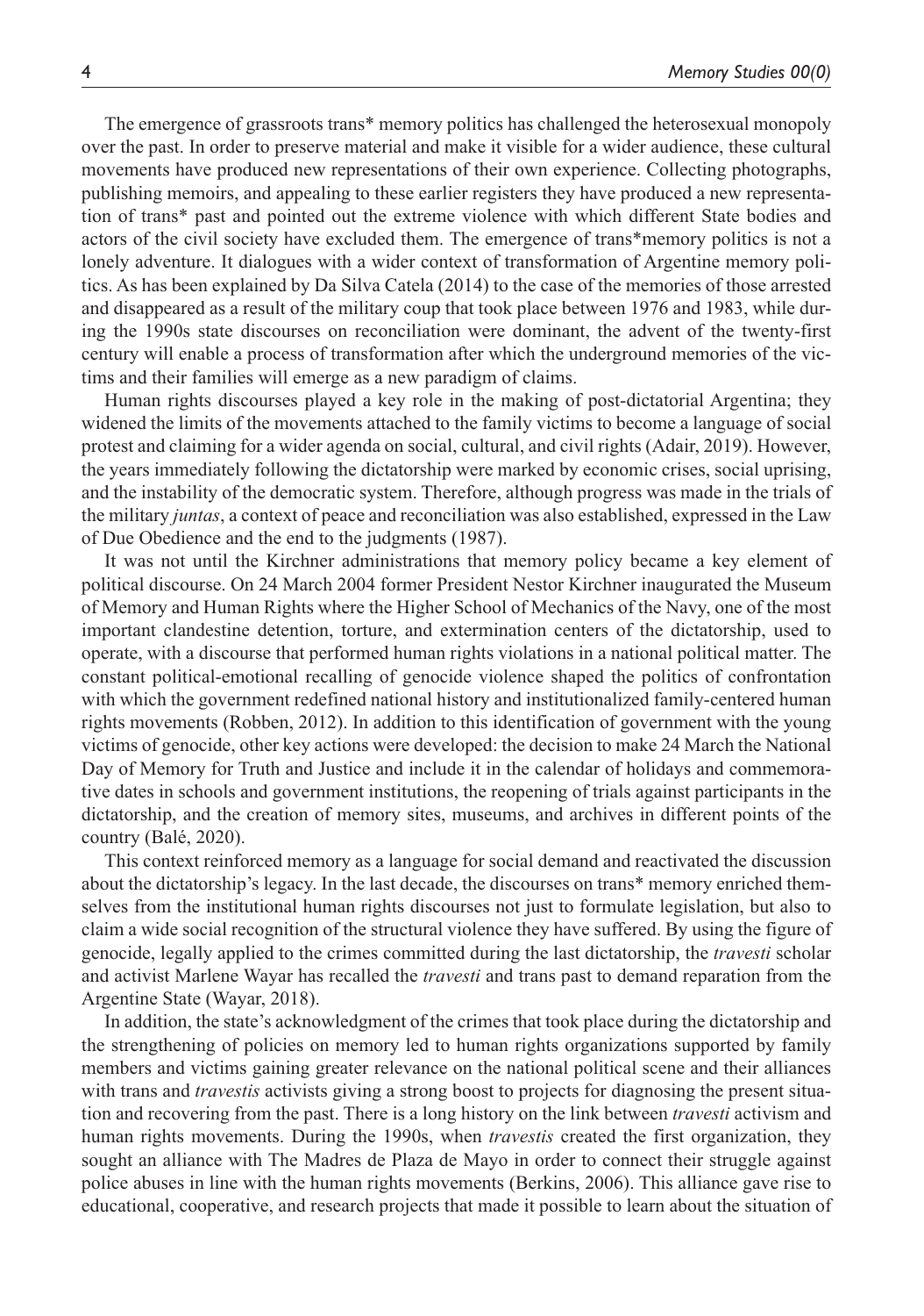The emergence of grassroots trans* memory politics has challenged the heterosexual monopoly over the past. In order to preserve material and make it visible for a wider audience, these cultural movements have produced new representations of their own experience. Collecting photographs, publishing memoirs, and appealing to these earlier registers they have produced a new representation of trans* past and pointed out the extreme violence with which different State bodies and actors of the civil society have excluded them. The emergence of trans*memory politics is not a lonely adventure. It dialogues with a wider context of transformation of Argentine memory politics. As has been explained by Da Silva Catela (2014) to the case of the memories of those arrested and disappeared as a result of the military coup that took place between 1976 and 1983, while during the 1990s state discourses on reconciliation were dominant, the advent of the twenty-first century will enable a process of transformation after which the underground memories of the victims and their families will emerge as a new paradigm of claims.

Human rights discourses played a key role in the making of post-dictatorial Argentina; they widened the limits of the movements attached to the family victims to become a language of social protest and claiming for a wider agenda on social, cultural, and civil rights (Adair, 2019). However, the years immediately following the dictatorship were marked by economic crises, social uprising, and the instability of the democratic system. Therefore, although progress was made in the trials of the military *juntas*, a context of peace and reconciliation was also established, expressed in the Law of Due Obedience and the end to the judgments (1987).

It was not until the Kirchner administrations that memory policy became a key element of political discourse. On 24 March 2004 former President Nestor Kirchner inaugurated the Museum of Memory and Human Rights where the Higher School of Mechanics of the Navy, one of the most important clandestine detention, torture, and extermination centers of the dictatorship, used to operate, with a discourse that performed human rights violations in a national political matter. The constant political-emotional recalling of genocide violence shaped the politics of confrontation with which the government redefined national history and institutionalized family-centered human rights movements (Robben, 2012). In addition to this identification of government with the young victims of genocide, other key actions were developed: the decision to make 24 March the National Day of Memory for Truth and Justice and include it in the calendar of holidays and commemorative dates in schools and government institutions, the reopening of trials against participants in the dictatorship, and the creation of memory sites, museums, and archives in different points of the country (Balé, 2020).

This context reinforced memory as a language for social demand and reactivated the discussion about the dictatorship's legacy. In the last decade, the discourses on trans* memory enriched themselves from the institutional human rights discourses not just to formulate legislation, but also to claim a wide social recognition of the structural violence they have suffered. By using the figure of genocide, legally applied to the crimes committed during the last dictatorship, the *travesti* scholar and activist Marlene Wayar has recalled the *travesti* and trans past to demand reparation from the Argentine State (Wayar, 2018).

In addition, the state's acknowledgment of the crimes that took place during the dictatorship and the strengthening of policies on memory led to human rights organizations supported by family members and victims gaining greater relevance on the national political scene and their alliances with trans and *travestis* activists giving a strong boost to projects for diagnosing the present situation and recovering from the past. There is a long history on the link between *travesti* activism and human rights movements. During the 1990s, when *travestis* created the first organization, they sought an alliance with The Madres de Plaza de Mayo in order to connect their struggle against police abuses in line with the human rights movements (Berkins, 2006). This alliance gave rise to educational, cooperative, and research projects that made it possible to learn about the situation of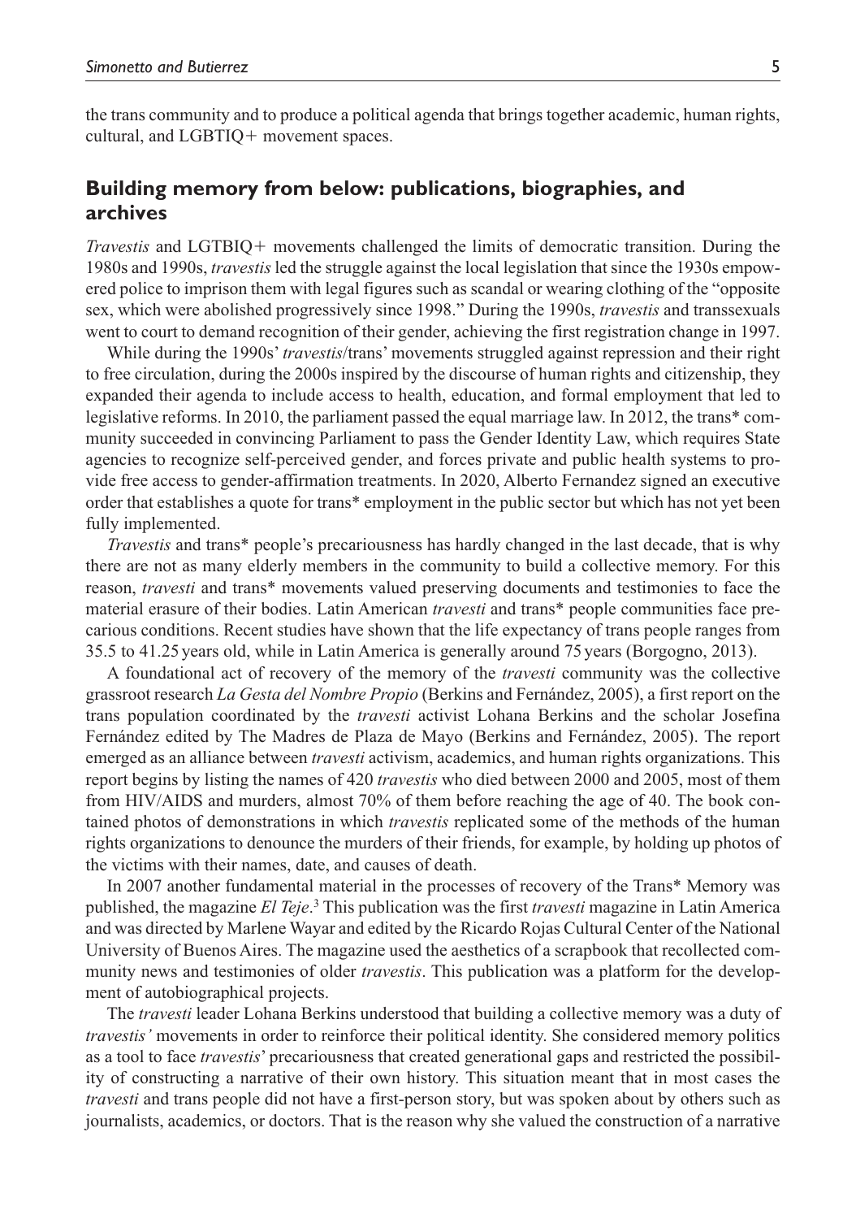the trans community and to produce a political agenda that brings together academic, human rights, cultural, and LGBTIQ+ movement spaces.

## Building memory from below: publications, biographies, and archives

*Travestis* and LGTBIQ+ movements challenged the limits of democratic transition. During the 1980s and 1990s, *travestis* led the struggle against the local legislation that since the 1930s empowered police to imprison them with legal figures such as scandal or wearing clothing of the "opposite sex, which were abolished progressively since 1998." During the 1990s, *travestis* and transsexuals went to court to demand recognition of their gender, achieving the first registration change in 1997.

While during the 1990s' *travestis*/trans' movements struggled against repression and their right to free circulation, during the 2000s inspired by the discourse of human rights and citizenship, they expanded their agenda to include access to health, education, and formal employment that led to legislative reforms. In 2010, the parliament passed the equal marriage law. In 2012, the trans* community succeeded in convincing Parliament to pass the Gender Identity Law, which requires State agencies to recognize self-perceived gender, and forces private and public health systems to provide free access to gender-affirmation treatments. In 2020, Alberto Fernandez signed an executive order that establishes a quote for trans* employment in the public sector but which has not yet been fully implemented.

*Travestis* and trans* people's precariousness has hardly changed in the last decade, that is why there are not as many elderly members in the community to build a collective memory. For this reason, *travesti* and trans* movements valued preserving documents and testimonies to face the material erasure of their bodies. Latin American *travesti* and trans* people communities face precarious conditions. Recent studies have shown that the life expectancy of trans people ranges from 35.5 to 41.25 years old, while in Latin America is generally around 75 years (Borgogno, 2013).

A foundational act of recovery of the memory of the *travesti* community was the collective grassroot research *La Gesta del Nombre Propio* (Berkins and Fernández, 2005), a first report on the trans population coordinated by the *travesti* activist Lohana Berkins and the scholar Josefina Fernández edited by The Madres de Plaza de Mayo (Berkins and Fernández, 2005). The report emerged as an alliance between *travesti* activism, academics, and human rights organizations. This report begins by listing the names of 420 *travestis* who died between 2000 and 2005, most of them from HIV/AIDS and murders, almost 70% of them before reaching the age of 40. The book contained photos of demonstrations in which *travestis* replicated some of the methods of the human rights organizations to denounce the murders of their friends, for example, by holding up photos of the victims with their names, date, and causes of death.

In 2007 another fundamental material in the processes of recovery of the Trans* Memory was published, the magazine *El Teje*.[3] This publication was the first *travesti* magazine in Latin America and was directed by Marlene Wayar and edited by the Ricardo Rojas Cultural Center of the National University of Buenos Aires. The magazine used the aesthetics of a scrapbook that recollected community news and testimonies of older *travestis*. This publication was a platform for the development of autobiographical projects.

The *travesti* leader Lohana Berkins understood that building a collective memory was a duty of *travestis'* movements in order to reinforce their political identity. She considered memory politics as a tool to face *travestis*' precariousness that created generational gaps and restricted the possibility of constructing a narrative of their own history. This situation meant that in most cases the *travesti* and trans people did not have a first-person story, but was spoken about by others such as journalists, academics, or doctors. That is the reason why she valued the construction of a narrative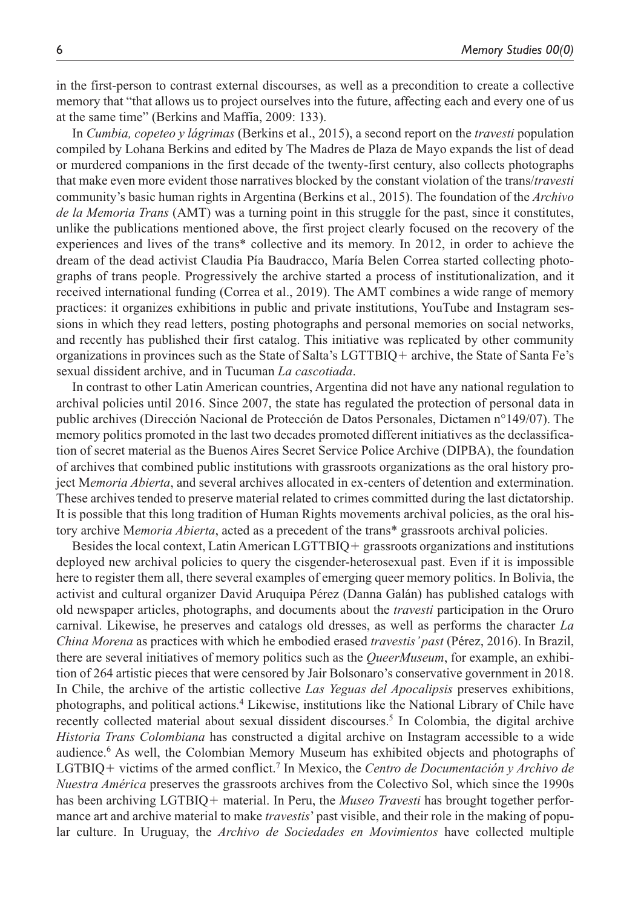in the first-person to contrast external discourses, as well as a precondition to create a collective memory that "that allows us to project ourselves into the future, affecting each and every one of us at the same time" (Berkins and Maffía, 2009: 133).

In *Cumbia, copeteo y lágrimas* (Berkins et al., 2015), a second report on the *travesti* population compiled by Lohana Berkins and edited by The Madres de Plaza de Mayo expands the list of dead or murdered companions in the first decade of the twenty-first century, also collects photographs that make even more evident those narratives blocked by the constant violation of the trans/*travesti* community's basic human rights in Argentina (Berkins et al., 2015). The foundation of the *Archivo de la Memoria Trans* (AMT) was a turning point in this struggle for the past, since it constitutes, unlike the publications mentioned above, the first project clearly focused on the recovery of the experiences and lives of the trans* collective and its memory. In 2012, in order to achieve the dream of the dead activist Claudia Pía Baudracco, María Belen Correa started collecting photographs of trans people. Progressively the archive started a process of institutionalization, and it received international funding (Correa et al., 2019). The AMT combines a wide range of memory practices: it organizes exhibitions in public and private institutions, YouTube and Instagram sessions in which they read letters, posting photographs and personal memories on social networks, and recently has published their first catalog. This initiative was replicated by other community organizations in provinces such as the State of Salta's LGTTBIQ+ archive, the State of Santa Fe's sexual dissident archive, and in Tucuman *La cascotiada*.

In contrast to other Latin American countries, Argentina did not have any national regulation to archival policies until 2016. Since 2007, the state has regulated the protection of personal data in public archives (Dirección Nacional de Protección de Datos Personales, Dictamen n°149/07). The memory politics promoted in the last two decades promoted different initiatives as the declassification of secret material as the Buenos Aires Secret Service Police Archive (DIPBA), the foundation of archives that combined public institutions with grassroots organizations as the oral history project M*emoria Abierta*, and several archives allocated in ex-centers of detention and extermination. These archives tended to preserve material related to crimes committed during the last dictatorship. It is possible that this long tradition of Human Rights movements archival policies, as the oral history archive M*emoria Abierta*, acted as a precedent of the trans* grassroots archival policies.

Besides the local context, Latin American LGTTBIQ+ grassroots organizations and institutions deployed new archival policies to query the cisgender-heterosexual past. Even if it is impossible here to register them all, there several examples of emerging queer memory politics. In Bolivia, the activist and cultural organizer David Aruquipa Pérez (Danna Galán) has published catalogs with old newspaper articles, photographs, and documents about the *travesti* participation in the Oruro carnival. Likewise, he preserves and catalogs old dresses, as well as performs the character *La China Morena* as practices with which he embodied erased *travestis' past* (Pérez, 2016). In Brazil, there are several initiatives of memory politics such as the *QueerMuseum*, for example, an exhibition of 264 artistic pieces that were censored by Jair Bolsonaro's conservative government in 2018. In Chile, the archive of the artistic collective *Las Yeguas del Apocalipsis* preserves exhibitions, photographs, and political actions.[4] Likewise, institutions like the National Library of Chile have recently collected material about sexual dissident discourses.[5] In Colombia, the digital archive *Historia Trans Colombiana* has constructed a digital archive on Instagram accessible to a wide audience.[6] As well, the Colombian Memory Museum has exhibited objects and photographs of LGTBIQ+ victims of the armed conflict.[7] In Mexico, the *Centro de Documentación y Archivo de Nuestra América* preserves the grassroots archives from the Colectivo Sol, which since the 1990s has been archiving LGTBIQ+ material. In Peru, the *Museo Travesti* has brought together performance art and archive material to make *travestis*' past visible, and their role in the making of popular culture. In Uruguay, the *Archivo de Sociedades en Movimientos* have collected multiple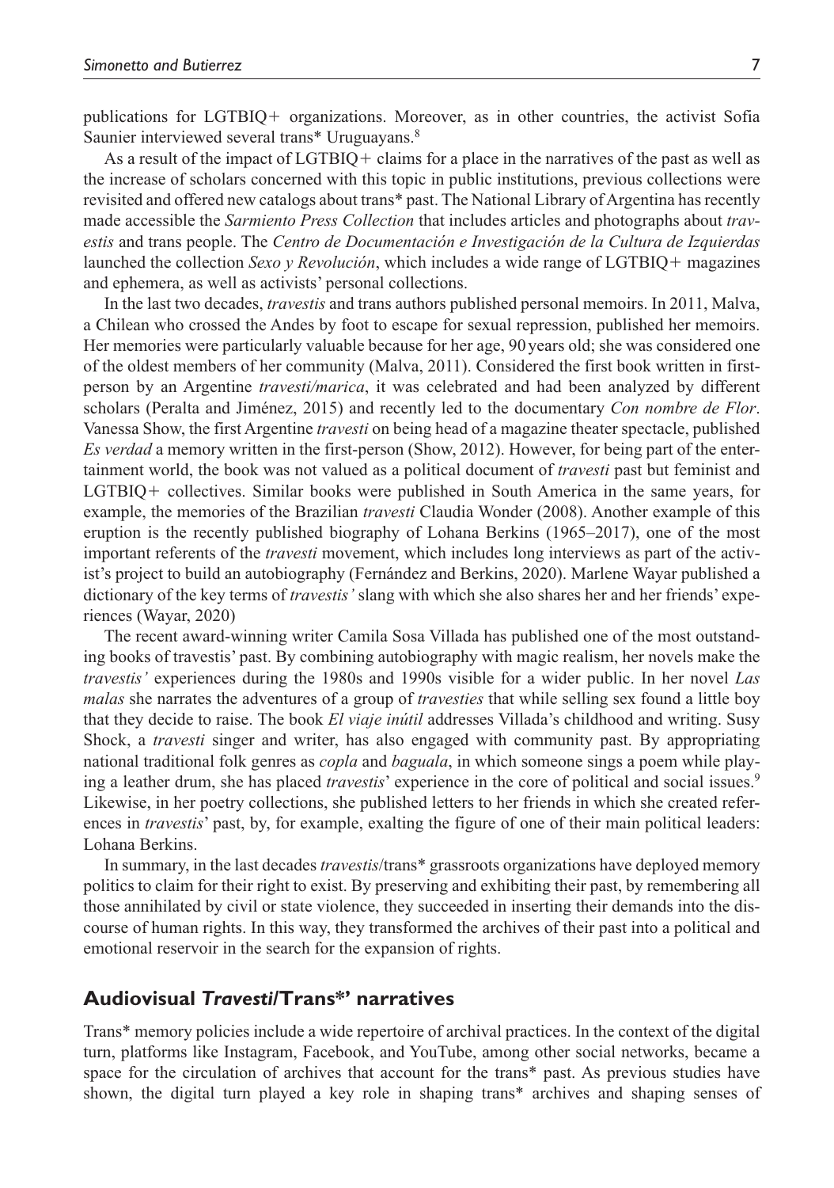publications for LGTBIQ+ organizations. Moreover, as in other countries, the activist Sofia Saunier interviewed several trans* Uruguayans.[8]

As a result of the impact of LGTBIQ+ claims for a place in the narratives of the past as well as the increase of scholars concerned with this topic in public institutions, previous collections were revisited and offered new catalogs about trans* past. The National Library of Argentina has recently made accessible the *Sarmiento Press Collection* that includes articles and photographs about *travestis* and trans people. The *Centro de Documentación e Investigación de la Cultura de Izquierdas* launched the collection *Sexo y Revolución*, which includes a wide range of LGTBIQ+ magazines and ephemera, as well as activists' personal collections.

In the last two decades, *travestis* and trans authors published personal memoirs. In 2011, Malva, a Chilean who crossed the Andes by foot to escape for sexual repression, published her memoirs. Her memories were particularly valuable because for her age, 90 years old; she was considered one of the oldest members of her community (Malva, 2011). Considered the first book written in first-person by an Argentine *travesti/marica*, it was celebrated and had been analyzed by different scholars (Peralta and Jiménez, 2015) and recently led to the documentary *Con nombre de Flor*. Vanessa Show, the first Argentine *travesti* on being head of a magazine theater spectacle, published *Es verdad* a memory written in the first-person (Show, 2012). However, for being part of the entertainment world, the book was not valued as a political document of *travesti* past but feminist and LGTBIQ+ collectives. Similar books were published in South America in the same years, for example, the memories of the Brazilian *travesti* Claudia Wonder (2008). Another example of this eruption is the recently published biography of Lohana Berkins (1965–2017), one of the most important referents of the *travesti* movement, which includes long interviews as part of the activist's project to build an autobiography (Fernández and Berkins, 2020). Marlene Wayar published a dictionary of the key terms of *travestis'* slang with which she also shares her and her friends' experiences (Wayar, 2020)

The recent award-winning writer Camila Sosa Villada has published one of the most outstanding books of travestis' past. By combining autobiography with magic realism, her novels make the *travestis'* experiences during the 1980s and 1990s visible for a wider public. In her novel *Las malas* she narrates the adventures of a group of *travesties* that while selling sex found a little boy that they decide to raise. The book *El viaje inútil* addresses Villada's childhood and writing. Susy Shock, a *travesti* singer and writer, has also engaged with community past. By appropriating national traditional folk genres as *copla* and *baguala*, in which someone sings a poem while playing a leather drum, she has placed *travestis*' experience in the core of political and social issues.[9] Likewise, in her poetry collections, she published letters to her friends in which she created references in *travestis*' past, by, for example, exalting the figure of one of their main political leaders: Lohana Berkins.

In summary, in the last decades *travestis*/trans* grassroots organizations have deployed memory politics to claim for their right to exist. By preserving and exhibiting their past, by remembering all those annihilated by civil or state violence, they succeeded in inserting their demands into the discourse of human rights. In this way, they transformed the archives of their past into a political and emotional reservoir in the search for the expansion of rights.

## Audiovisual *Travesti*/Trans*' narratives

Trans* memory policies include a wide repertoire of archival practices. In the context of the digital turn, platforms like Instagram, Facebook, and YouTube, among other social networks, became a space for the circulation of archives that account for the trans* past. As previous studies have shown, the digital turn played a key role in shaping trans* archives and shaping senses of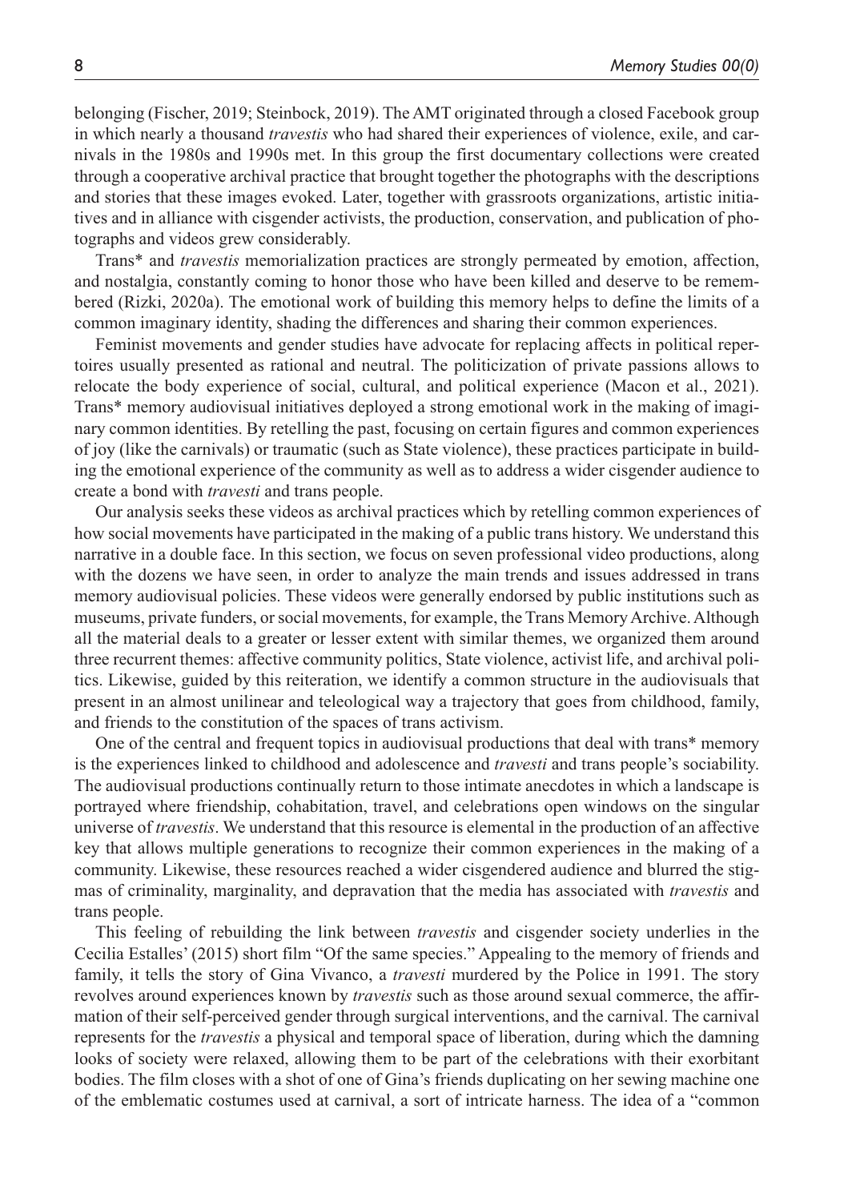belonging (Fischer, 2019; Steinbock, 2019). The AMT originated through a closed Facebook group in which nearly a thousand *travestis* who had shared their experiences of violence, exile, and carnivals in the 1980s and 1990s met. In this group the first documentary collections were created through a cooperative archival practice that brought together the photographs with the descriptions and stories that these images evoked. Later, together with grassroots organizations, artistic initiatives and in alliance with cisgender activists, the production, conservation, and publication of photographs and videos grew considerably.

Trans* and *travestis* memorialization practices are strongly permeated by emotion, affection, and nostalgia, constantly coming to honor those who have been killed and deserve to be remembered (Rizki, 2020a). The emotional work of building this memory helps to define the limits of a common imaginary identity, shading the differences and sharing their common experiences.

Feminist movements and gender studies have advocate for replacing affects in political repertoires usually presented as rational and neutral. The politicization of private passions allows to relocate the body experience of social, cultural, and political experience (Macon et al., 2021). Trans* memory audiovisual initiatives deployed a strong emotional work in the making of imaginary common identities. By retelling the past, focusing on certain figures and common experiences of joy (like the carnivals) or traumatic (such as State violence), these practices participate in building the emotional experience of the community as well as to address a wider cisgender audience to create a bond with *travesti* and trans people.

Our analysis seeks these videos as archival practices which by retelling common experiences of how social movements have participated in the making of a public trans history. We understand this narrative in a double face. In this section, we focus on seven professional video productions, along with the dozens we have seen, in order to analyze the main trends and issues addressed in trans memory audiovisual policies. These videos were generally endorsed by public institutions such as museums, private funders, or social movements, for example, the Trans Memory Archive. Although all the material deals to a greater or lesser extent with similar themes, we organized them around three recurrent themes: affective community politics, State violence, activist life, and archival politics. Likewise, guided by this reiteration, we identify a common structure in the audiovisuals that present in an almost unilinear and teleological way a trajectory that goes from childhood, family, and friends to the constitution of the spaces of trans activism.

One of the central and frequent topics in audiovisual productions that deal with trans* memory is the experiences linked to childhood and adolescence and *travesti* and trans people's sociability. The audiovisual productions continually return to those intimate anecdotes in which a landscape is portrayed where friendship, cohabitation, travel, and celebrations open windows on the singular universe of *travestis*. We understand that this resource is elemental in the production of an affective key that allows multiple generations to recognize their common experiences in the making of a community. Likewise, these resources reached a wider cisgendered audience and blurred the stigmas of criminality, marginality, and depravation that the media has associated with *travestis* and trans people.

This feeling of rebuilding the link between *travestis* and cisgender society underlies in the Cecilia Estalles' (2015) short film "Of the same species." Appealing to the memory of friends and family, it tells the story of Gina Vivanco, a *travesti* murdered by the Police in 1991. The story revolves around experiences known by *travestis* such as those around sexual commerce, the affirmation of their self-perceived gender through surgical interventions, and the carnival. The carnival represents for the *travestis* a physical and temporal space of liberation, during which the damning looks of society were relaxed, allowing them to be part of the celebrations with their exorbitant bodies. The film closes with a shot of one of Gina's friends duplicating on her sewing machine one of the emblematic costumes used at carnival, a sort of intricate harness. The idea of a "common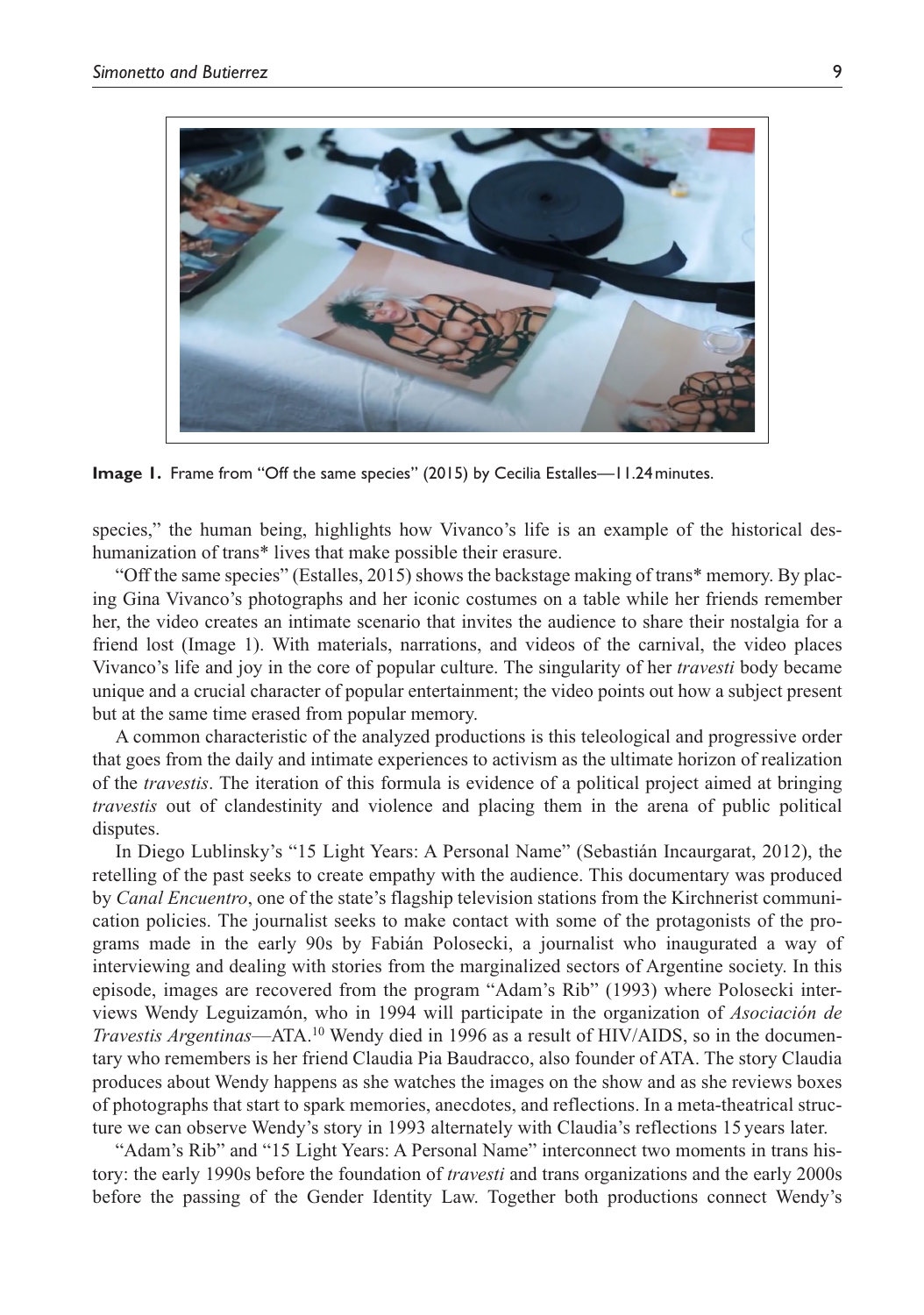**Image 1.** Frame from "Off the same species" (2015) by Cecilia Estalles—11.24 minutes.

species," the human being, highlights how Vivanco's life is an example of the historical des-humanization of trans* lives that make possible their erasure.

"Off the same species" (Estalles, 2015) shows the backstage making of trans* memory. By placing Gina Vivanco's photographs and her iconic costumes on a table while her friends remember her, the video creates an intimate scenario that invites the audience to share their nostalgia for a friend lost (Image 1). With materials, narrations, and videos of the carnival, the video places Vivanco's life and joy in the core of popular culture. The singularity of her *travesti* body became unique and a crucial character of popular entertainment; the video points out how a subject present but at the same time erased from popular memory.

A common characteristic of the analyzed productions is this teleological and progressive order that goes from the daily and intimate experiences to activism as the ultimate horizon of realization of the *travestis*. The iteration of this formula is evidence of a political project aimed at bringing *travestis* out of clandestinity and violence and placing them in the arena of public political disputes.

In Diego Lublinsky's "15 Light Years: A Personal Name" (Sebastián Incaurgarat, 2012), the retelling of the past seeks to create empathy with the audience. This documentary was produced by *Canal Encuentro*, one of the state's flagship television stations from the Kirchnerist communication policies. The journalist seeks to make contact with some of the protagonists of the programs made in the early 90s by Fabián Polosecki, a journalist who inaugurated a way of interviewing and dealing with stories from the marginalized sectors of Argentine society. In this episode, images are recovered from the program "Adam's Rib" (1993) where Polosecki interviews Wendy Leguizamón, who in 1994 will participate in the organization of *Asociación de Travestis Argentinas*—ATA.[10] Wendy died in 1996 as a result of HIV/AIDS, so in the documentary who remembers is her friend Claudia Pia Baudracco, also founder of ATA. The story Claudia produces about Wendy happens as she watches the images on the show and as she reviews boxes of photographs that start to spark memories, anecdotes, and reflections. In a meta-theatrical structure we can observe Wendy's story in 1993 alternately with Claudia's reflections 15 years later.

"Adam's Rib" and "15 Light Years: A Personal Name" interconnect two moments in trans history: the early 1990s before the foundation of *travesti* and trans organizations and the early 2000s before the passing of the Gender Identity Law. Together both productions connect Wendy's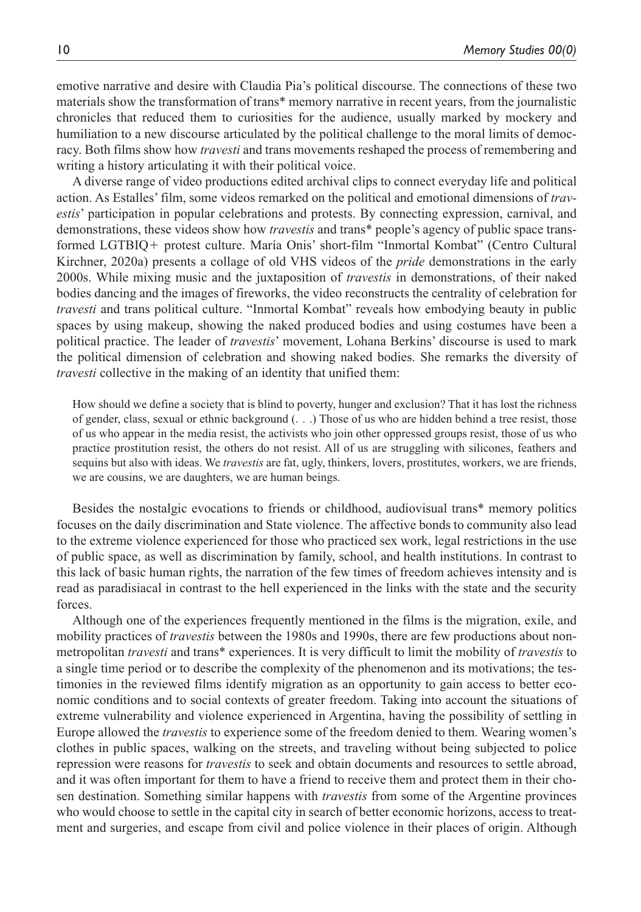emotive narrative and desire with Claudia Pia's political discourse. The connections of these two materials show the transformation of trans* memory narrative in recent years, from the journalistic chronicles that reduced them to curiosities for the audience, usually marked by mockery and humiliation to a new discourse articulated by the political challenge to the moral limits of democracy. Both films show how *travesti* and trans movements reshaped the process of remembering and writing a history articulating it with their political voice.

A diverse range of video productions edited archival clips to connect everyday life and political action. As Estalles' film, some videos remarked on the political and emotional dimensions of *travestis*' participation in popular celebrations and protests. By connecting expression, carnival, and demonstrations, these videos show how *travestis* and trans* people's agency of public space transformed LGTBIQ+ protest culture. María Onis' short-film "Inmortal Kombat" (Centro Cultural Kirchner, 2020a) presents a collage of old VHS videos of the *pride* demonstrations in the early 2000s. While mixing music and the juxtaposition of *travestis* in demonstrations, of their naked bodies dancing and the images of fireworks, the video reconstructs the centrality of celebration for *travesti* and trans political culture. "Inmortal Kombat" reveals how embodying beauty in public spaces by using makeup, showing the naked produced bodies and using costumes have been a political practice. The leader of *travestis*' movement, Lohana Berkins' discourse is used to mark the political dimension of celebration and showing naked bodies. She remarks the diversity of *travesti* collective in the making of an identity that unified them:

> How should we define a society that is blind to poverty, hunger and exclusion? That it has lost the richness of gender, class, sexual or ethnic background (. . .) Those of us who are hidden behind a tree resist, those of us who appear in the media resist, the activists who join other oppressed groups resist, those of us who practice prostitution resist, the others do not resist. All of us are struggling with silicones, feathers and sequins but also with ideas. We *travestis* are fat, ugly, thinkers, lovers, prostitutes, workers, we are friends, we are cousins, we are daughters, we are human beings.

Besides the nostalgic evocations to friends or childhood, audiovisual trans* memory politics focuses on the daily discrimination and State violence. The affective bonds to community also lead to the extreme violence experienced for those who practiced sex work, legal restrictions in the use of public space, as well as discrimination by family, school, and health institutions. In contrast to this lack of basic human rights, the narration of the few times of freedom achieves intensity and is read as paradisiacal in contrast to the hell experienced in the links with the state and the security forces.

Although one of the experiences frequently mentioned in the films is the migration, exile, and mobility practices of *travestis* between the 1980s and 1990s, there are few productions about non-metropolitan *travesti* and trans* experiences. It is very difficult to limit the mobility of *travestis* to a single time period or to describe the complexity of the phenomenon and its motivations; the testimonies in the reviewed films identify migration as an opportunity to gain access to better economic conditions and to social contexts of greater freedom. Taking into account the situations of extreme vulnerability and violence experienced in Argentina, having the possibility of settling in Europe allowed the *travestis* to experience some of the freedom denied to them. Wearing women's clothes in public spaces, walking on the streets, and traveling without being subjected to police repression were reasons for *travestis* to seek and obtain documents and resources to settle abroad, and it was often important for them to have a friend to receive them and protect them in their chosen destination. Something similar happens with *travestis* from some of the Argentine provinces who would choose to settle in the capital city in search of better economic horizons, access to treatment and surgeries, and escape from civil and police violence in their places of origin. Although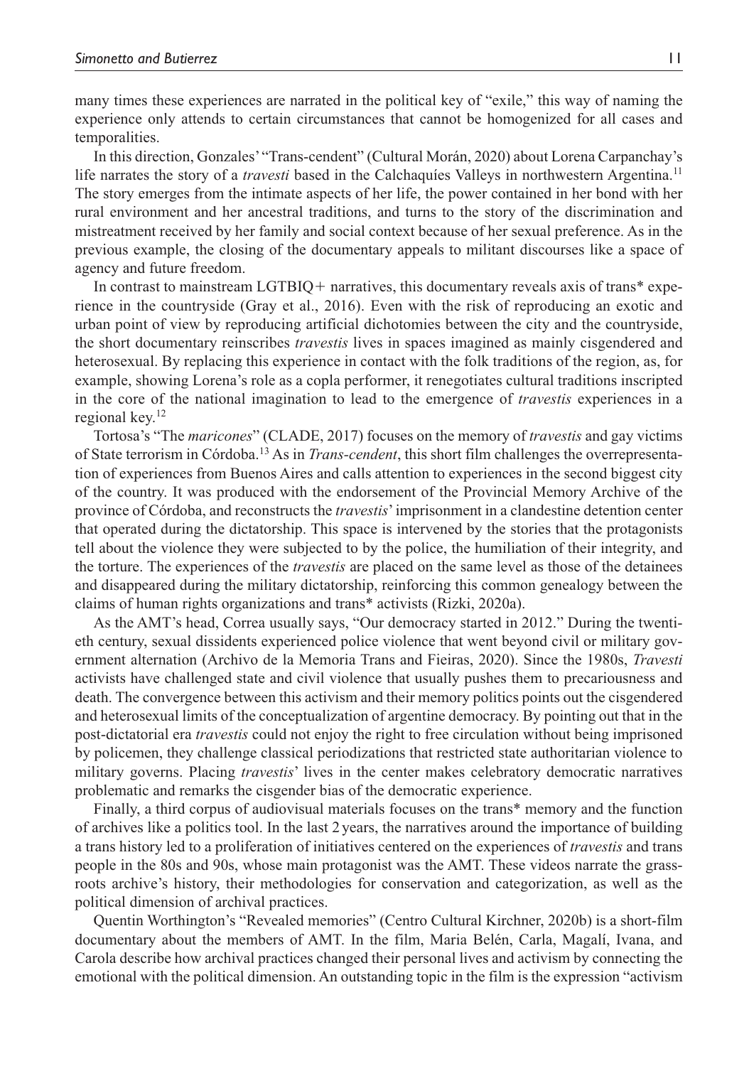many times these experiences are narrated in the political key of "exile," this way of naming the experience only attends to certain circumstances that cannot be homogenized for all cases and temporalities.

In this direction, Gonzales' "Trans-cendent" (Cultural Morán, 2020) about Lorena Carpanchay's life narrates the story of a *travesti* based in the Calchaquíes Valleys in northwestern Argentina.[11] The story emerges from the intimate aspects of her life, the power contained in her bond with her rural environment and her ancestral traditions, and turns to the story of the discrimination and mistreatment received by her family and social context because of her sexual preference. As in the previous example, the closing of the documentary appeals to militant discourses like a space of agency and future freedom.

In contrast to mainstream LGTBIQ+ narratives, this documentary reveals axis of trans* experience in the countryside (Gray et al., 2016). Even with the risk of reproducing an exotic and urban point of view by reproducing artificial dichotomies between the city and the countryside, the short documentary reinscribes *travestis* lives in spaces imagined as mainly cisgendered and heterosexual. By replacing this experience in contact with the folk traditions of the region, as, for example, showing Lorena's role as a copla performer, it renegotiates cultural traditions inscripted in the core of the national imagination to lead to the emergence of *travestis* experiences in a regional key.[12]

Tortosa's "The *maricones*" (CLADE, 2017) focuses on the memory of *travestis* and gay victims of State terrorism in Córdoba.[13] As in *Trans-cendent*, this short film challenges the overrepresentation of experiences from Buenos Aires and calls attention to experiences in the second biggest city of the country. It was produced with the endorsement of the Provincial Memory Archive of the province of Córdoba, and reconstructs the *travestis*' imprisonment in a clandestine detention center that operated during the dictatorship. This space is intervened by the stories that the protagonists tell about the violence they were subjected to by the police, the humiliation of their integrity, and the torture. The experiences of the *travestis* are placed on the same level as those of the detainees and disappeared during the military dictatorship, reinforcing this common genealogy between the claims of human rights organizations and trans* activists (Rizki, 2020a).

As the AMT's head, Correa usually says, "Our democracy started in 2012." During the twentieth century, sexual dissidents experienced police violence that went beyond civil or military government alternation (Archivo de la Memoria Trans and Fieiras, 2020). Since the 1980s, *Travesti* activists have challenged state and civil violence that usually pushes them to precariousness and death. The convergence between this activism and their memory politics points out the cisgendered and heterosexual limits of the conceptualization of argentine democracy. By pointing out that in the post-dictatorial era *travestis* could not enjoy the right to free circulation without being imprisoned by policemen, they challenge classical periodizations that restricted state authoritarian violence to military governs. Placing *travestis*' lives in the center makes celebratory democratic narratives problematic and remarks the cisgender bias of the democratic experience.

Finally, a third corpus of audiovisual materials focuses on the trans* memory and the function of archives like a politics tool. In the last 2 years, the narratives around the importance of building a trans history led to a proliferation of initiatives centered on the experiences of *travestis* and trans people in the 80s and 90s, whose main protagonist was the AMT. These videos narrate the grassroots archive's history, their methodologies for conservation and categorization, as well as the political dimension of archival practices.

Quentin Worthington's "Revealed memories" (Centro Cultural Kirchner, 2020b) is a short-film documentary about the members of AMT. In the film, Maria Belén, Carla, Magalí, Ivana, and Carola describe how archival practices changed their personal lives and activism by connecting the emotional with the political dimension. An outstanding topic in the film is the expression "activism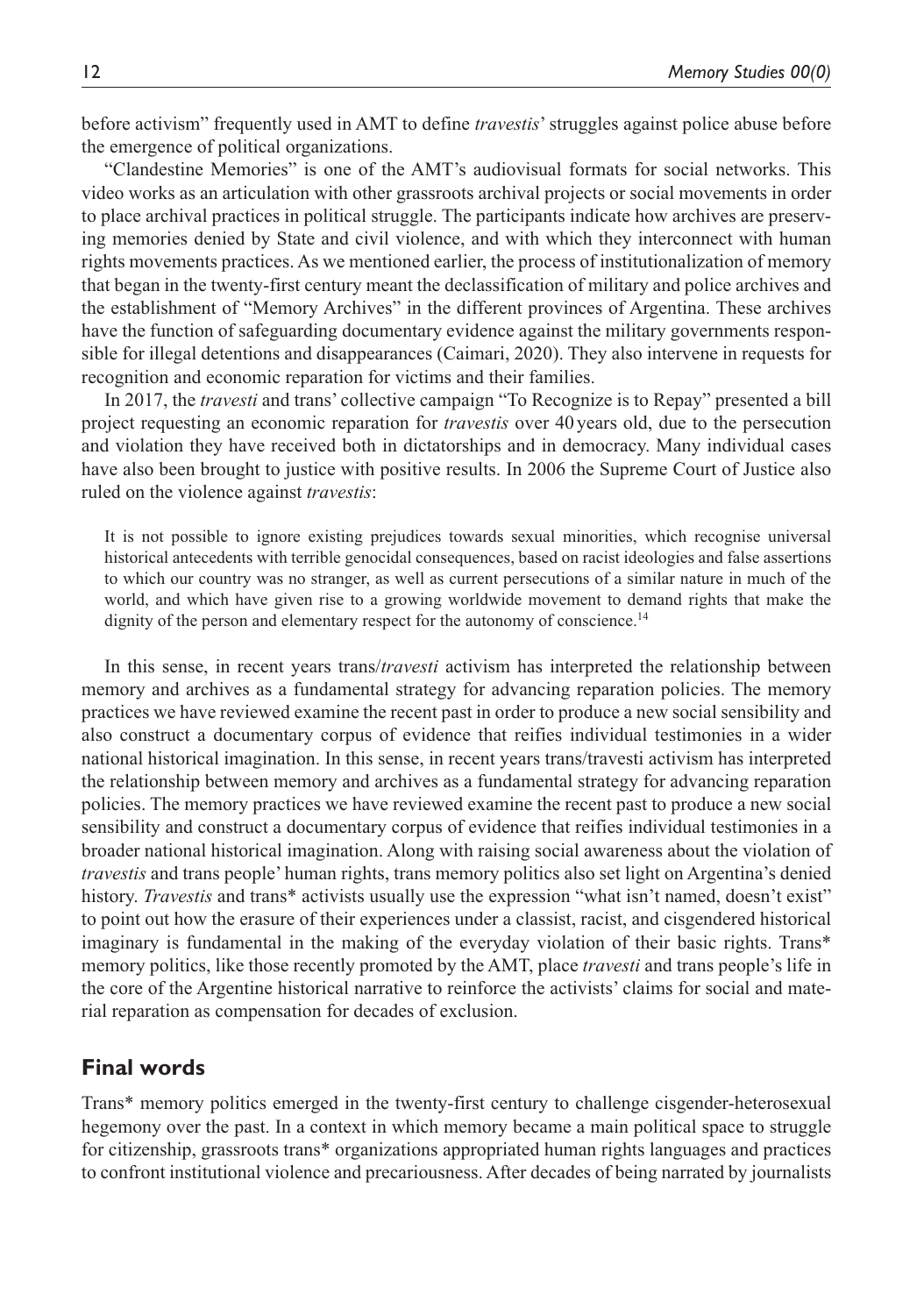before activism" frequently used in AMT to define *travestis*' struggles against police abuse before the emergence of political organizations.

"Clandestine Memories" is one of the AMT's audiovisual formats for social networks. This video works as an articulation with other grassroots archival projects or social movements in order to place archival practices in political struggle. The participants indicate how archives are preserving memories denied by State and civil violence, and with which they interconnect with human rights movements practices. As we mentioned earlier, the process of institutionalization of memory that began in the twenty-first century meant the declassification of military and police archives and the establishment of "Memory Archives" in the different provinces of Argentina. These archives have the function of safeguarding documentary evidence against the military governments responsible for illegal detentions and disappearances (Caimari, 2020). They also intervene in requests for recognition and economic reparation for victims and their families.

In 2017, the *travesti* and trans' collective campaign "To Recognize is to Repay" presented a bill project requesting an economic reparation for *travestis* over 40 years old, due to the persecution and violation they have received both in dictatorships and in democracy. Many individual cases have also been brought to justice with positive results. In 2006 the Supreme Court of Justice also ruled on the violence against *travestis*:

> It is not possible to ignore existing prejudices towards sexual minorities, which recognise universal historical antecedents with terrible genocidal consequences, based on racist ideologies and false assertions to which our country was no stranger, as well as current persecutions of a similar nature in much of the world, and which have given rise to a growing worldwide movement to demand rights that make the dignity of the person and elementary respect for the autonomy of conscience.[14]

In this sense, in recent years trans/*travesti* activism has interpreted the relationship between memory and archives as a fundamental strategy for advancing reparation policies. The memory practices we have reviewed examine the recent past in order to produce a new social sensibility and also construct a documentary corpus of evidence that reifies individual testimonies in a wider national historical imagination. In this sense, in recent years trans/travesti activism has interpreted the relationship between memory and archives as a fundamental strategy for advancing reparation policies. The memory practices we have reviewed examine the recent past to produce a new social sensibility and construct a documentary corpus of evidence that reifies individual testimonies in a broader national historical imagination. Along with raising social awareness about the violation of *travestis* and trans people' human rights, trans memory politics also set light on Argentina's denied history. *Travestis* and trans* activists usually use the expression "what isn't named, doesn't exist" to point out how the erasure of their experiences under a classist, racist, and cisgendered historical imaginary is fundamental in the making of the everyday violation of their basic rights. Trans* memory politics, like those recently promoted by the AMT, place *travesti* and trans people's life in the core of the Argentine historical narrative to reinforce the activists' claims for social and material reparation as compensation for decades of exclusion.

## Final words

Trans* memory politics emerged in the twenty-first century to challenge cisgender-heterosexual hegemony over the past. In a context in which memory became a main political space to struggle for citizenship, grassroots trans* organizations appropriated human rights languages and practices to confront institutional violence and precariousness. After decades of being narrated by journalists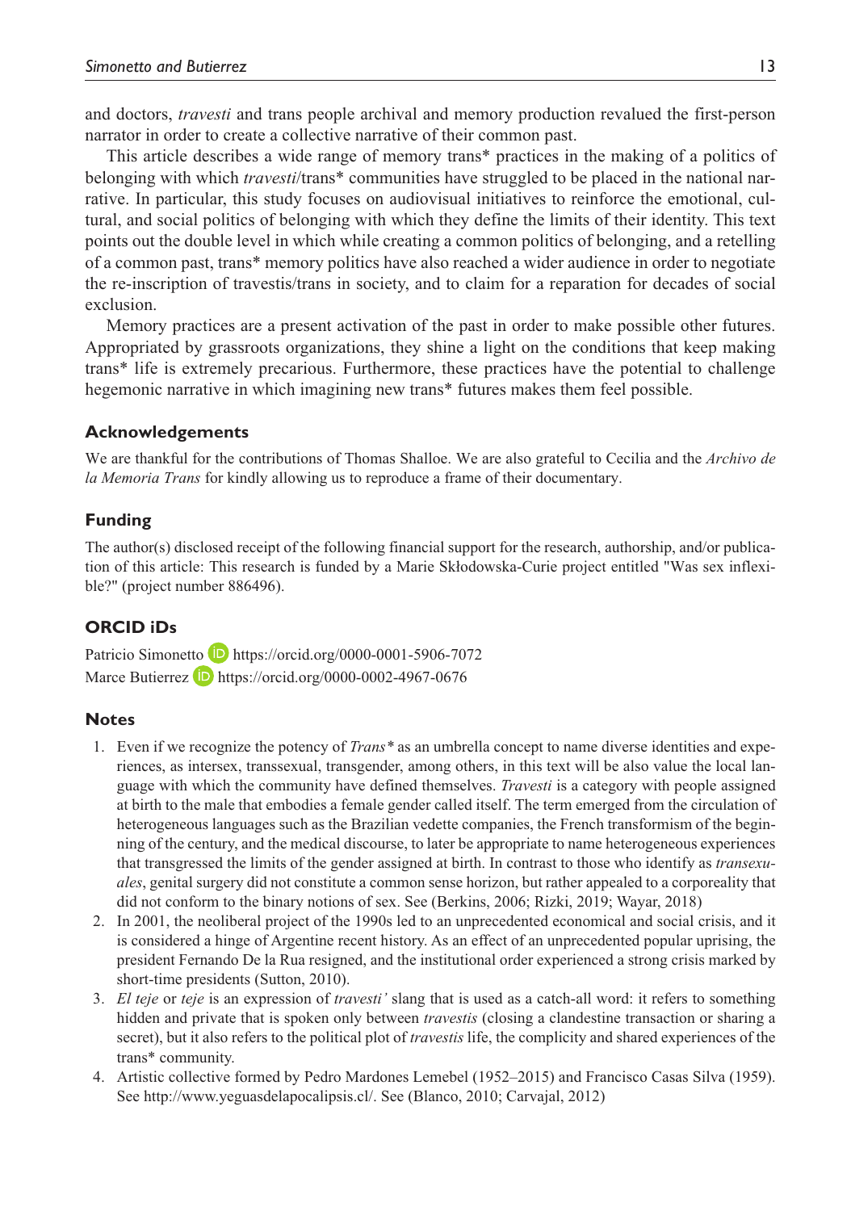and doctors, *travesti* and trans people archival and memory production revalued the first-person narrator in order to create a collective narrative of their common past.

This article describes a wide range of memory trans* practices in the making of a politics of belonging with which *travesti*/trans* communities have struggled to be placed in the national narrative. In particular, this study focuses on audiovisual initiatives to reinforce the emotional, cultural, and social politics of belonging with which they define the limits of their identity. This text points out the double level in which while creating a common politics of belonging, and a retelling of a common past, trans* memory politics have also reached a wider audience in order to negotiate the re-inscription of travestis/trans in society, and to claim for a reparation for decades of social exclusion.

Memory practices are a present activation of the past in order to make possible other futures. Appropriated by grassroots organizations, they shine a light on the conditions that keep making trans* life is extremely precarious. Furthermore, these practices have the potential to challenge hegemonic narrative in which imagining new trans* futures makes them feel possible.

### Acknowledgements

We are thankful for the contributions of Thomas Shalloe. We are also grateful to Cecilia and the *Archivo de la Memoria Trans* for kindly allowing us to reproduce a frame of their documentary.

### Funding

The author(s) disclosed receipt of the following financial support for the research, authorship, and/or publication of this article: This research is funded by a Marie Skłodowska-Curie project entitled "Was sex inflexible?" (project number 886496).

### ORCID iDs

Patricio Simonetto https://orcid.org/0000-0001-5906-7072
Marce Butierrez https://orcid.org/0000-0002-4967-0676

### Notes

1. Even if we recognize the potency of *Trans\** as an umbrella concept to name diverse identities and experiences, as intersex, transsexual, transgender, among others, in this text will be also value the local language with which the community have defined themselves. *Travesti* is a category with people assigned at birth to the male that embodies a female gender called itself. The term emerged from the circulation of heterogeneous languages such as the Brazilian vedette companies, the French transformism of the beginning of the century, and the medical discourse, to later be appropriate to name heterogeneous experiences that transgressed the limits of the gender assigned at birth. In contrast to those who identify as *transexuales*, genital surgery did not constitute a common sense horizon, but rather appealed to a corporeality that did not conform to the binary notions of sex. See (Berkins, 2006; Rizki, 2019; Wayar, 2018)
2. In 2001, the neoliberal project of the 1990s led to an unprecedented economical and social crisis, and it is considered a hinge of Argentine recent history. As an effect of an unprecedented popular uprising, the president Fernando De la Rua resigned, and the institutional order experienced a strong crisis marked by short-time presidents (Sutton, 2010).
3. *El teje* or *teje* is an expression of *travesti'* slang that is used as a catch-all word: it refers to something hidden and private that is spoken only between *travestis* (closing a clandestine transaction or sharing a secret), but it also refers to the political plot of *travestis* life, the complicity and shared experiences of the trans* community.
4. Artistic collective formed by Pedro Mardones Lemebel (1952–2015) and Francisco Casas Silva (1959). See http://www.yeguasdelapocalipsis.cl/. See (Blanco, 2010; Carvajal, 2012)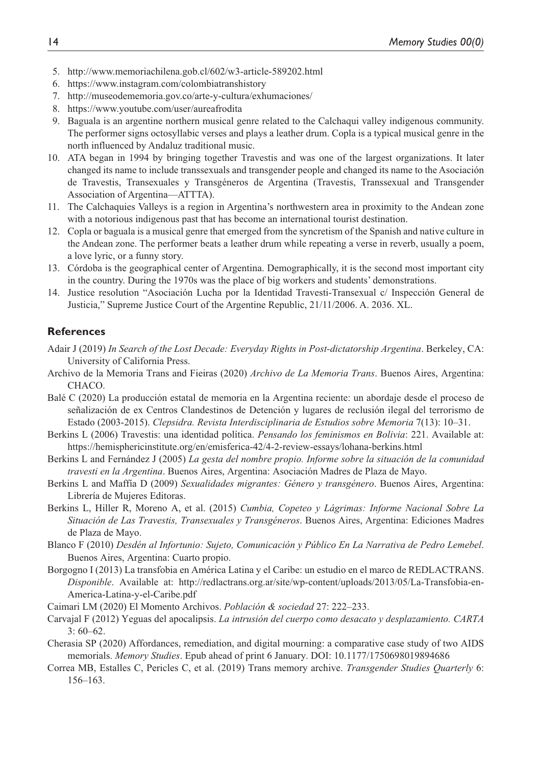5. http://www.memoriachilena.gob.cl/602/w3-article-589202.html
6. https://www.instagram.com/colombiatranshistory
7. http://museodememoria.gov.co/arte-y-cultura/exhumaciones/
8. https://www.youtube.com/user/aureafrodita
9. Baguala is an argentine northern musical genre related to the Calchaqui valley indigenous community. The performer signs octosyllabic verses and plays a leather drum. Copla is a typical musical genre in the north influenced by Andaluz traditional music.
10. ATA began in 1994 by bringing together Travestis and was one of the largest organizations. It later changed its name to include transsexuals and transgender people and changed its name to the Asociación de Travestis, Transexuales y Transgéneros de Argentina (Travestis, Transsexual and Transgender Association of Argentina—ATTTA).
11. The Calchaquies Valleys is a region in Argentina's northwestern area in proximity to the Andean zone with a notorious indigenous past that has become an international tourist destination.
12. Copla or baguala is a musical genre that emerged from the syncretism of the Spanish and native culture in the Andean zone. The performer beats a leather drum while repeating a verse in reverb, usually a poem, a love lyric, or a funny story.
13. Córdoba is the geographical center of Argentina. Demographically, it is the second most important city in the country. During the 1970s was the place of big workers and students' demonstrations.
14. Justice resolution "Asociación Lucha por la Identidad Travesti-Transexual c/ Inspección General de Justicia," Supreme Justice Court of the Argentine Republic, 21/11/2006. A. 2036. XL.

## References

Adair J (2019) *In Search of the Lost Decade: Everyday Rights in Post-dictatorship Argentina*. Berkeley, CA: University of California Press.

Archivo de la Memoria Trans and Fieiras (2020) *Archivo de La Memoria Trans*. Buenos Aires, Argentina: CHACO.

Balé C (2020) La producción estatal de memoria en la Argentina reciente: un abordaje desde el proceso de señalización de ex Centros Clandestinos de Detención y lugares de reclusión ilegal del terrorismo de Estado (2003-2015). *Clepsidra. Revista Interdisciplinaria de Estudios sobre Memoria* 7(13): 10–31.

Berkins L (2006) Travestis: una identidad política. *Pensando los feminismos en Bolivia*: 221. Available at: https://hemisphericinstitute.org/en/emisferica-42/4-2-review-essays/lohana-berkins.html

Berkins L and Fernández J (2005) *La gesta del nombre propio. Informe sobre la situación de la comunidad travesti en la Argentina*. Buenos Aires, Argentina: Asociación Madres de Plaza de Mayo.

Berkins L and Maffía D (2009) *Sexualidades migrantes: Género y transgénero*. Buenos Aires, Argentina: Librería de Mujeres Editoras.

Berkins L, Hiller R, Moreno A, et al. (2015) *Cumbia, Copeteo y Lágrimas: Informe Nacional Sobre La Situación de Las Travestis, Transexuales y Transgéneros*. Buenos Aires, Argentina: Ediciones Madres de Plaza de Mayo.

Blanco F (2010) *Desdén al Infortunio: Sujeto, Comunicación y Público En La Narrativa de Pedro Lemebel*. Buenos Aires, Argentina: Cuarto propio.

Borgogno I (2013) La transfobia en América Latina y el Caribe: un estudio en el marco de REDLACTRANS. *Disponible*. Available at: http://redlactrans.org.ar/site/wp-content/uploads/2013/05/La-Transfobia-en-America-Latina-y-el-Caribe.pdf

Caimari LM (2020) El Momento Archivos. *Población & sociedad* 27: 222–233.

Carvajal F (2012) Yeguas del apocalipsis. *La intrusión del cuerpo como desacato y desplazamiento. CARTA* 3: 60–62.

Cherasia SP (2020) Affordances, remediation, and digital mourning: a comparative case study of two AIDS memorials. *Memory Studies*. Epub ahead of print 6 January. DOI: 10.1177/1750698019894686

Correa MB, Estalles C, Pericles C, et al. (2019) Trans memory archive. *Transgender Studies Quarterly* 6: 156–163.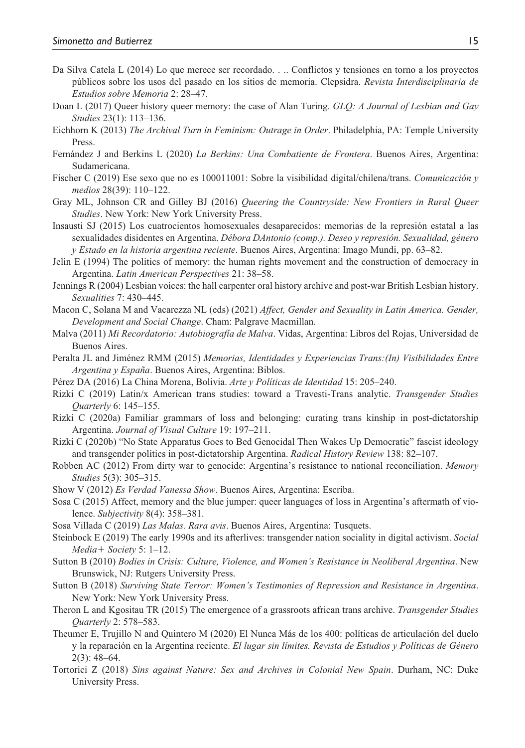Da Silva Catela L (2014) Lo que merece ser recordado. . .. Conflictos y tensiones en torno a los proyectos públicos sobre los usos del pasado en los sitios de memoria. Clepsidra. *Revista Interdisciplinaria de Estudios sobre Memoria* 2: 28–47.

Doan L (2017) Queer history queer memory: the case of Alan Turing. *GLQ: A Journal of Lesbian and Gay Studies* 23(1): 113–136.

Eichhorn K (2013) *The Archival Turn in Feminism: Outrage in Order*. Philadelphia, PA: Temple University Press.

Fernández J and Berkins L (2020) *La Berkins: Una Combatiente de Frontera*. Buenos Aires, Argentina: Sudamericana.

Fischer C (2019) Ese sexo que no es 100011001: Sobre la visibilidad digital/chilena/trans. *Comunicación y medios* 28(39): 110–122.

Gray ML, Johnson CR and Gilley BJ (2016) *Queering the Countryside: New Frontiers in Rural Queer Studies*. New York: New York University Press.

Insausti SJ (2015) Los cuatrocientos homosexuales desaparecidos: memorias de la represión estatal a las sexualidades disidentes en Argentina. *Débora DAntonio (comp.). Deseo y represión. Sexualidad, género y Estado en la historia argentina reciente*. Buenos Aires, Argentina: Imago Mundi, pp. 63–82.

Jelin E (1994) The politics of memory: the human rights movement and the construction of democracy in Argentina. *Latin American Perspectives* 21: 38–58.

Jennings R (2004) Lesbian voices: the hall carpenter oral history archive and post-war British Lesbian history. *Sexualities* 7: 430–445.

Macon C, Solana M and Vacarezza NL (eds) (2021) *Affect, Gender and Sexuality in Latin America. Gender, Development and Social Change*. Cham: Palgrave Macmillan.

Malva (2011) *Mi Recordatorio: Autobiografía de Malva*. Vidas, Argentina: Libros del Rojas, Universidad de Buenos Aires.

Peralta JL and Jiménez RMM (2015) *Memorias, Identidades y Experiencias Trans:(In) Visibilidades Entre Argentina y España*. Buenos Aires, Argentina: Biblos.

Pérez DA (2016) La China Morena, Bolivia. *Arte y Políticas de Identidad* 15: 205–240.

Rizki C (2019) Latin/x American trans studies: toward a Travesti-Trans analytic. *Transgender Studies Quarterly* 6: 145–155.

Rizki C (2020a) Familiar grammars of loss and belonging: curating trans kinship in post-dictatorship Argentina. *Journal of Visual Culture* 19: 197–211.

Rizki C (2020b) "No State Apparatus Goes to Bed Genocidal Then Wakes Up Democratic" fascist ideology and transgender politics in post-dictatorship Argentina. *Radical History Review* 138: 82–107.

Robben AC (2012) From dirty war to genocide: Argentina's resistance to national reconciliation. *Memory Studies* 5(3): 305–315.

Show V (2012) *Es Verdad Vanessa Show*. Buenos Aires, Argentina: Escriba.

Sosa C (2015) Affect, memory and the blue jumper: queer languages of loss in Argentina's aftermath of violence. *Subjectivity* 8(4): 358–381.

Sosa Villada C (2019) *Las Malas. Rara avis*. Buenos Aires, Argentina: Tusquets.

Steinbock E (2019) The early 1990s and its afterlives: transgender nation sociality in digital activism. *Social Media+ Society* 5: 1–12.

Sutton B (2010) *Bodies in Crisis: Culture, Violence, and Women's Resistance in Neoliberal Argentina*. New Brunswick, NJ: Rutgers University Press.

Sutton B (2018) *Surviving State Terror: Women's Testimonies of Repression and Resistance in Argentina*. New York: New York University Press.

Theron L and Kgositau TR (2015) The emergence of a grassroots african trans archive. *Transgender Studies Quarterly* 2: 578–583.

Theumer E, Trujillo N and Quintero M (2020) El Nunca Más de los 400: políticas de articulación del duelo y la reparación en la Argentina reciente. *El lugar sin límites. Revista de Estudios y Políticas de Género* 2(3): 48–64.

Tortorici Z (2018) *Sins against Nature: Sex and Archives in Colonial New Spain*. Durham, NC: Duke University Press.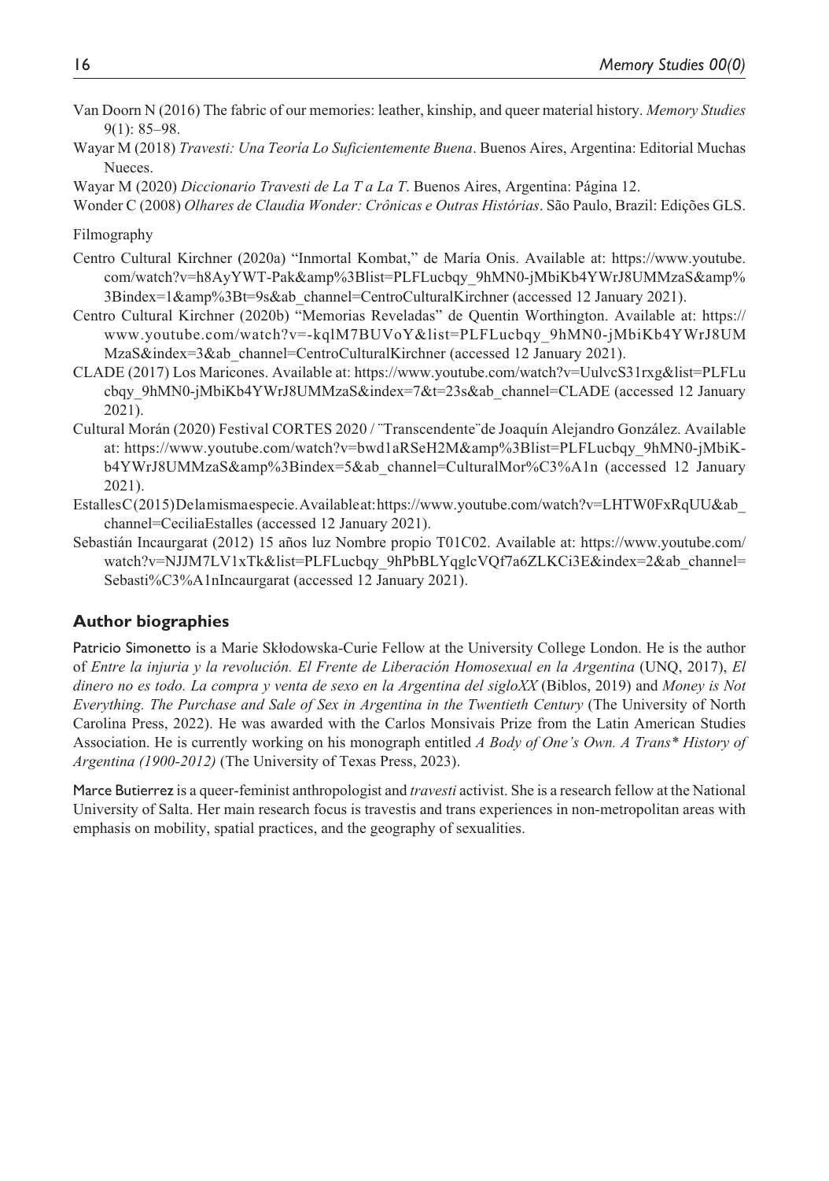Van Doorn N (2016) The fabric of our memories: leather, kinship, and queer material history. *Memory Studies* 9(1): 85–98.

Wayar M (2018) *Travesti: Una Teoría Lo Suficientemente Buena*. Buenos Aires, Argentina: Editorial Muchas Nueces.

Wayar M (2020) *Diccionario Travesti de La T a La T*. Buenos Aires, Argentina: Página 12.

Wonder C (2008) *Olhares de Claudia Wonder: Crônicas e Outras Histórias*. São Paulo, Brazil: Edições GLS.

Filmography

Centro Cultural Kirchner (2020a) "Inmortal Kombat," de María Onis. Available at: https://www.youtube.com/watch?v=h8AyYWT-Pak&amp%3Blist=PLFLucbqy_9hMN0-jMbiKb4YWrJ8UMMzaS&amp%3Bindex=1&amp%3Bt=9s&ab_channel=CentroCulturalKirchner (accessed 12 January 2021).

Centro Cultural Kirchner (2020b) "Memorias Reveladas" de Quentin Worthington. Available at: https://www.youtube.com/watch?v=-kqlM7BUVoY&list=PLFLucbqy_9hMN0-jMbiKb4YWrJ8UMMzaS&index=3&ab_channel=CentroCulturalKirchner (accessed 12 January 2021).

CLADE (2017) Los Maricones. Available at: https://www.youtube.com/watch?v=UulvcS31rxg&list=PLFLucbqy_9hMN0-jMbiKb4YWrJ8UMMzaS&index=7&t=23s&ab_channel=CLADE (accessed 12 January 2021).

Cultural Morán (2020) Festival CORTES 2020 / ¨Transcendente¨de Joaquín Alejandro González. Available at: https://www.youtube.com/watch?v=bwd1aRSeH2M&amp%3Blist=PLFLucbqy_9hMN0-jMbiKb4YWrJ8UMMzaS&amp%3Bindex=5&ab_channel=CulturalMor%C3%A1n (accessed 12 January 2021).

EstallesC(2015)Delamismaespecie.Availableat:https://www.youtube.com/watch?v=LHTW0FxRqUU&ab_channel=CeciliaEstalles (accessed 12 January 2021).

Sebastián Incaurgarat (2012) 15 años luz Nombre propio T01C02. Available at: https://www.youtube.com/watch?v=NJJM7LV1xTk&list=PLFLucbqy_9hPbBLYqglcVQf7a6ZLKCi3E&index=2&ab_channel=Sebasti%C3%A1nIncaurgarat (accessed 12 January 2021).

## Author biographies

Patricio Simonetto is a Marie Skłodowska-Curie Fellow at the University College London. He is the author of *Entre la injuria y la revolución. El Frente de Liberación Homosexual en la Argentina* (UNQ, 2017), *El dinero no es todo. La compra y venta de sexo en la Argentina del sigloXX* (Biblos, 2019) and *Money is Not Everything. The Purchase and Sale of Sex in Argentina in the Twentieth Century* (The University of North Carolina Press, 2022). He was awarded with the Carlos Monsivais Prize from the Latin American Studies Association. He is currently working on his monograph entitled *A Body of One's Own. A Trans\* History of Argentina (1900-2012)* (The University of Texas Press, 2023).

Marce Butierrez is a queer-feminist anthropologist and *travesti* activist. She is a research fellow at the National University of Salta. Her main research focus is travestis and trans experiences in non-metropolitan areas with emphasis on mobility, spatial practices, and the geography of sexualities.